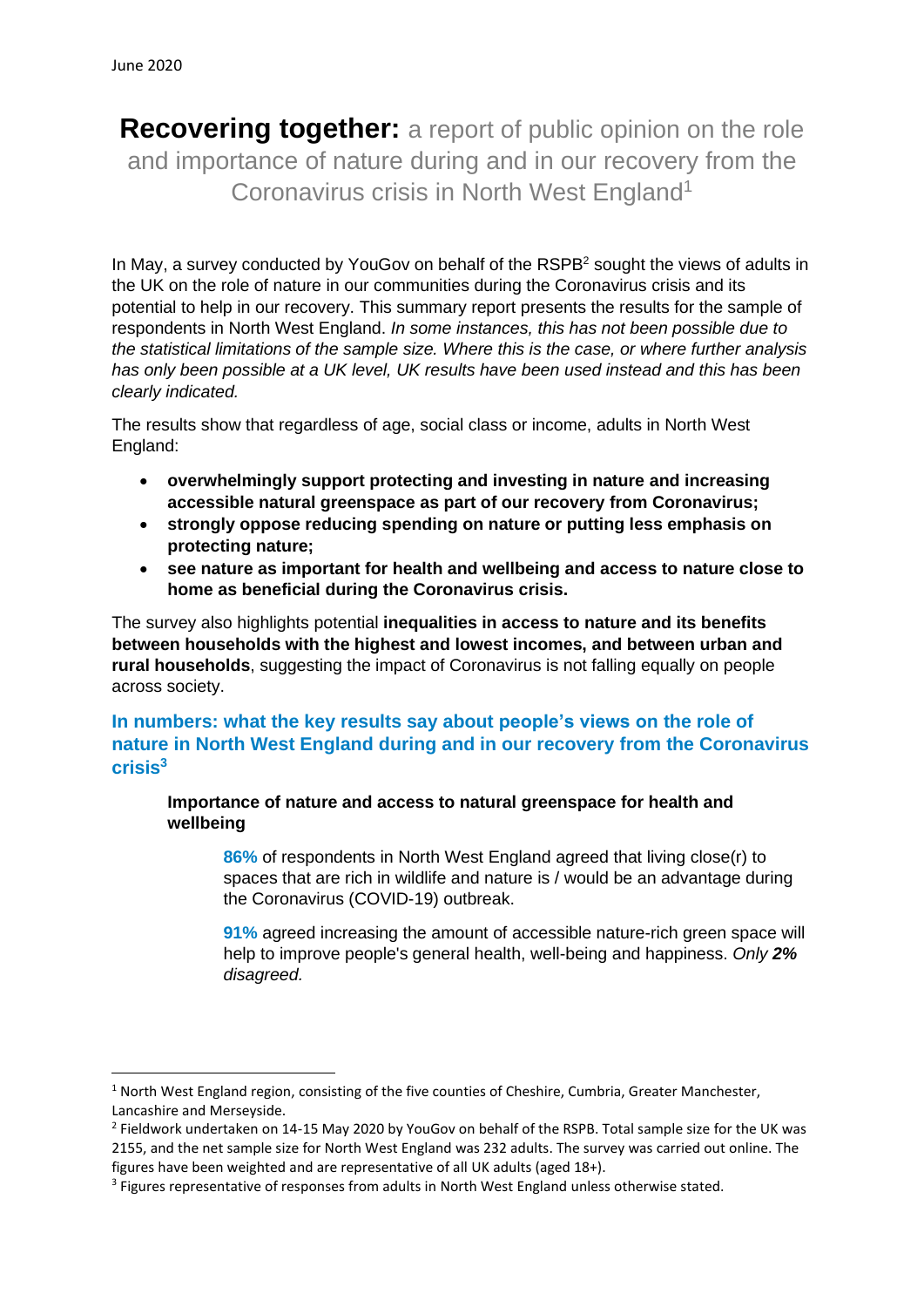June 2020

# **Recovering together:** a report of public opinion on the role and importance of nature during and in our recovery from the Coronavirus crisis in North West England[1]

In May, a survey conducted by YouGov on behalf of the RSPB[2] sought the views of adults in the UK on the role of nature in our communities during the Coronavirus crisis and its potential to help in our recovery. This summary report presents the results for the sample of respondents in North West England. *In some instances, this has not been possible due to the statistical limitations of the sample size. Where this is the case, or where further analysis has only been possible at a UK level, UK results have been used instead and this has been clearly indicated.*

The results show that regardless of age, social class or income, adults in North West England:

- **overwhelmingly support protecting and investing in nature and increasing accessible natural greenspace as part of our recovery from Coronavirus;**
- **strongly oppose reducing spending on nature or putting less emphasis on protecting nature;**
- **see nature as important for health and wellbeing and access to nature close to home as beneficial during the Coronavirus crisis.**

The survey also highlights potential **inequalities in access to nature and its benefits between households with the highest and lowest incomes, and between urban and rural households**, suggesting the impact of Coronavirus is not falling equally on people across society.

## In numbers: what the key results say about people's views on the role of nature in North West England during and in our recovery from the Coronavirus crisis[3]

### Importance of nature and access to natural greenspace for health and wellbeing

**86%** of respondents in North West England agreed that living close(r) to spaces that are rich in wildlife and nature is / would be an advantage during the Coronavirus (COVID-19) outbreak.

**91%** agreed increasing the amount of accessible nature-rich green space will help to improve people's general health, well-being and happiness. *Only **2%** disagreed.*

---

[1] North West England region, consisting of the five counties of Cheshire, Cumbria, Greater Manchester, Lancashire and Merseyside.

[2] Fieldwork undertaken on 14-15 May 2020 by YouGov on behalf of the RSPB. Total sample size for the UK was 2155, and the net sample size for North West England was 232 adults. The survey was carried out online. The figures have been weighted and are representative of all UK adults (aged 18+).

[3] Figures representative of responses from adults in North West England unless otherwise stated.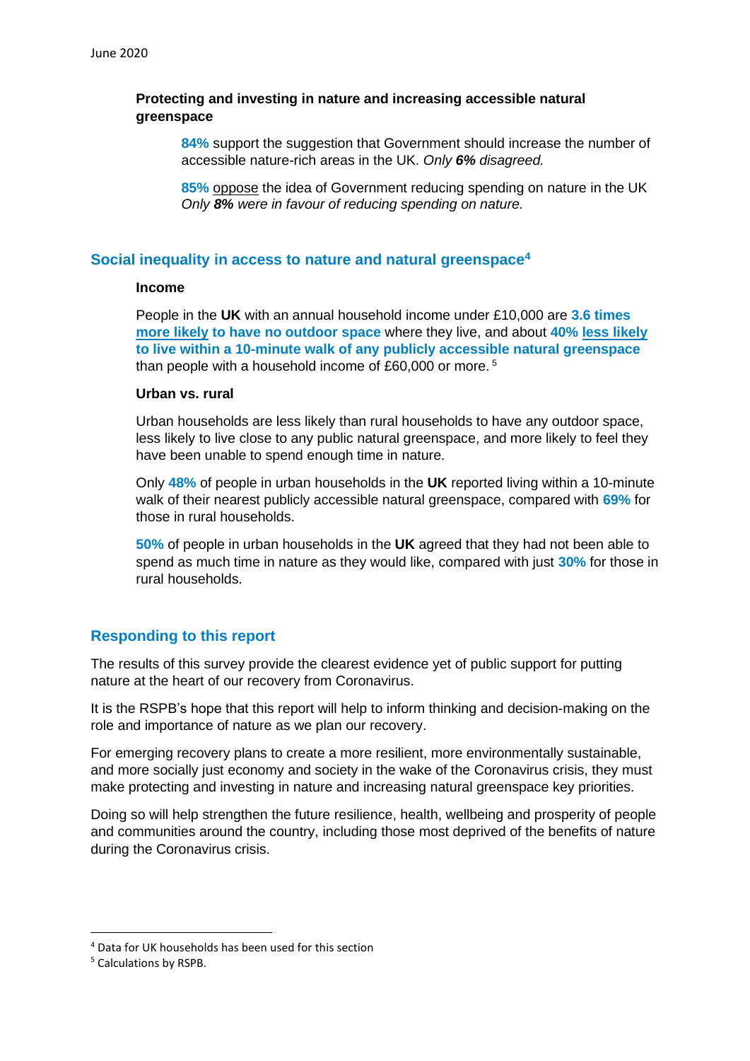### Protecting and investing in nature and increasing accessible natural greenspace

**84%** support the suggestion that Government should increase the number of accessible nature-rich areas in the UK. *Only **6%** disagreed.*

**85%** oppose the idea of Government reducing spending on nature in the UK *Only **8%** were in favour of reducing spending on nature.*

## Social inequality in access to nature and natural greenspace[4]

### Income

People in the **UK** with an annual household income under £10,000 are **3.6 times more likely to have no outdoor space** where they live, and about **40% less likely to live within a 10-minute walk of any publicly accessible natural greenspace** than people with a household income of £60,000 or more.[5]

### Urban vs. rural

Urban households are less likely than rural households to have any outdoor space, less likely to live close to any public natural greenspace, and more likely to feel they have been unable to spend enough time in nature.

Only **48%** of people in urban households in the **UK** reported living within a 10-minute walk of their nearest publicly accessible natural greenspace, compared with **69%** for those in rural households.

**50%** of people in urban households in the **UK** agreed that they had not been able to spend as much time in nature as they would like, compared with just **30%** for those in rural households.

## Responding to this report

The results of this survey provide the clearest evidence yet of public support for putting nature at the heart of our recovery from Coronavirus.

It is the RSPB's hope that this report will help to inform thinking and decision-making on the role and importance of nature as we plan our recovery.

For emerging recovery plans to create a more resilient, more environmentally sustainable, and more socially just economy and society in the wake of the Coronavirus crisis, they must make protecting and investing in nature and increasing natural greenspace key priorities.

Doing so will help strengthen the future resilience, health, wellbeing and prosperity of people and communities around the country, including those most deprived of the benefits of nature during the Coronavirus crisis.

[4] Data for UK households has been used for this section

[5] Calculations by RSPB.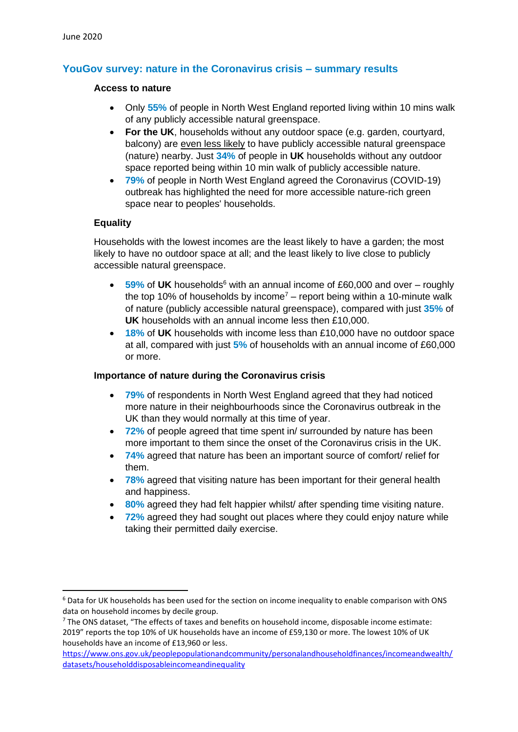June 2020

## YouGov survey: nature in the Coronavirus crisis – summary results

### Access to nature

- Only **55%** of people in North West England reported living within 10 mins walk of any publicly accessible natural greenspace.
- **For the UK**, households without any outdoor space (e.g. garden, courtyard, balcony) are <u>even less likely</u> to have publicly accessible natural greenspace (nature) nearby. Just **34%** of people in **UK** households without any outdoor space reported being within 10 min walk of publicly accessible nature.
- **79%** of people in North West England agreed the Coronavirus (COVID-19) outbreak has highlighted the need for more accessible nature-rich green space near to peoples' households.

### Equality

Households with the lowest incomes are the least likely to have a garden; the most likely to have no outdoor space at all; and the least likely to live close to publicly accessible natural greenspace.

- **59%** of **UK** households[6] with an annual income of £60,000 and over – roughly the top 10% of households by income[7] – report being within a 10-minute walk of nature (publicly accessible natural greenspace), compared with just **35%** of **UK** households with an annual income less then £10,000.
- **18%** of **UK** households with income less than £10,000 have no outdoor space at all, compared with just **5%** of households with an annual income of £60,000 or more.

### Importance of nature during the Coronavirus crisis

- **79%** of respondents in North West England agreed that they had noticed more nature in their neighbourhoods since the Coronavirus outbreak in the UK than they would normally at this time of year.
- **72%** of people agreed that time spent in/ surrounded by nature has been more important to them since the onset of the Coronavirus crisis in the UK.
- **74%** agreed that nature has been an important source of comfort/ relief for them.
- **78%** agreed that visiting nature has been important for their general health and happiness.
- **80%** agreed they had felt happier whilst/ after spending time visiting nature.
- **72%** agreed they had sought out places where they could enjoy nature while taking their permitted daily exercise.

---

[6] Data for UK households has been used for the section on income inequality to enable comparison with ONS data on household incomes by decile group.

[7] The ONS dataset, "The effects of taxes and benefits on household income, disposable income estimate: 2019" reports the top 10% of UK households have an income of £59,130 or more. The lowest 10% of UK households have an income of £13,960 or less.
https://www.ons.gov.uk/peoplepopulationandcommunity/personalandhouseholdfinances/incomeandwealth/datasets/householddisposableincomeandinequality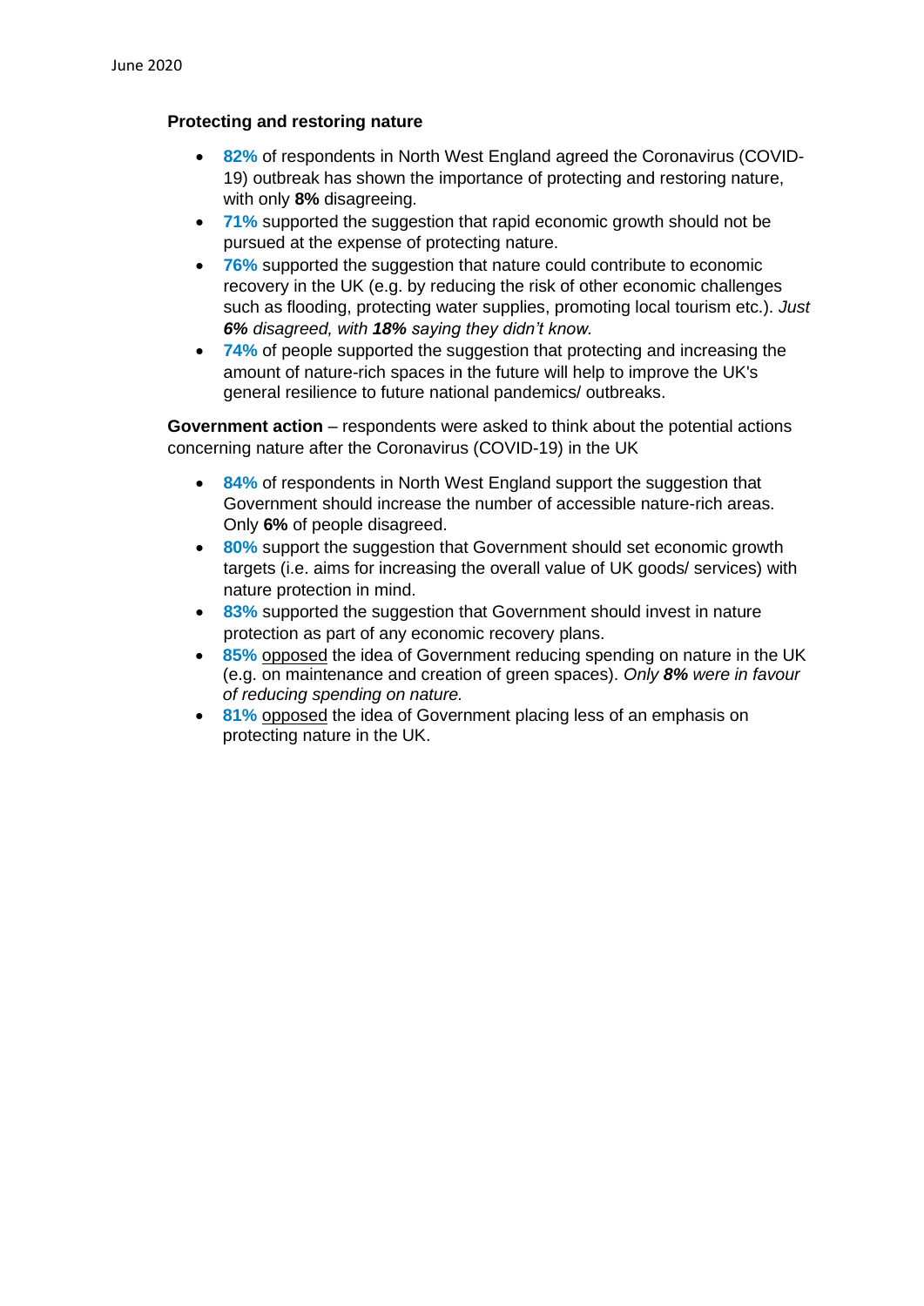**Protecting and restoring nature**

- **82%** of respondents in North West England agreed the Coronavirus (COVID-19) outbreak has shown the importance of protecting and restoring nature, with only **8%** disagreeing.
- **71%** supported the suggestion that rapid economic growth should not be pursued at the expense of protecting nature.
- **76%** supported the suggestion that nature could contribute to economic recovery in the UK (e.g. by reducing the risk of other economic challenges such as flooding, protecting water supplies, promoting local tourism etc.). *Just **6%** disagreed, with **18%** saying they didn't know.*
- **74%** of people supported the suggestion that protecting and increasing the amount of nature-rich spaces in the future will help to improve the UK's general resilience to future national pandemics/ outbreaks.

**Government action** – respondents were asked to think about the potential actions concerning nature after the Coronavirus (COVID-19) in the UK

- **84%** of respondents in North West England support the suggestion that Government should increase the number of accessible nature-rich areas. Only **6%** of people disagreed.
- **80%** support the suggestion that Government should set economic growth targets (i.e. aims for increasing the overall value of UK goods/ services) with nature protection in mind.
- **83%** supported the suggestion that Government should invest in nature protection as part of any economic recovery plans.
- **85%** opposed the idea of Government reducing spending on nature in the UK (e.g. on maintenance and creation of green spaces). *Only **8%** were in favour of reducing spending on nature.*
- **81%** opposed the idea of Government placing less of an emphasis on protecting nature in the UK.